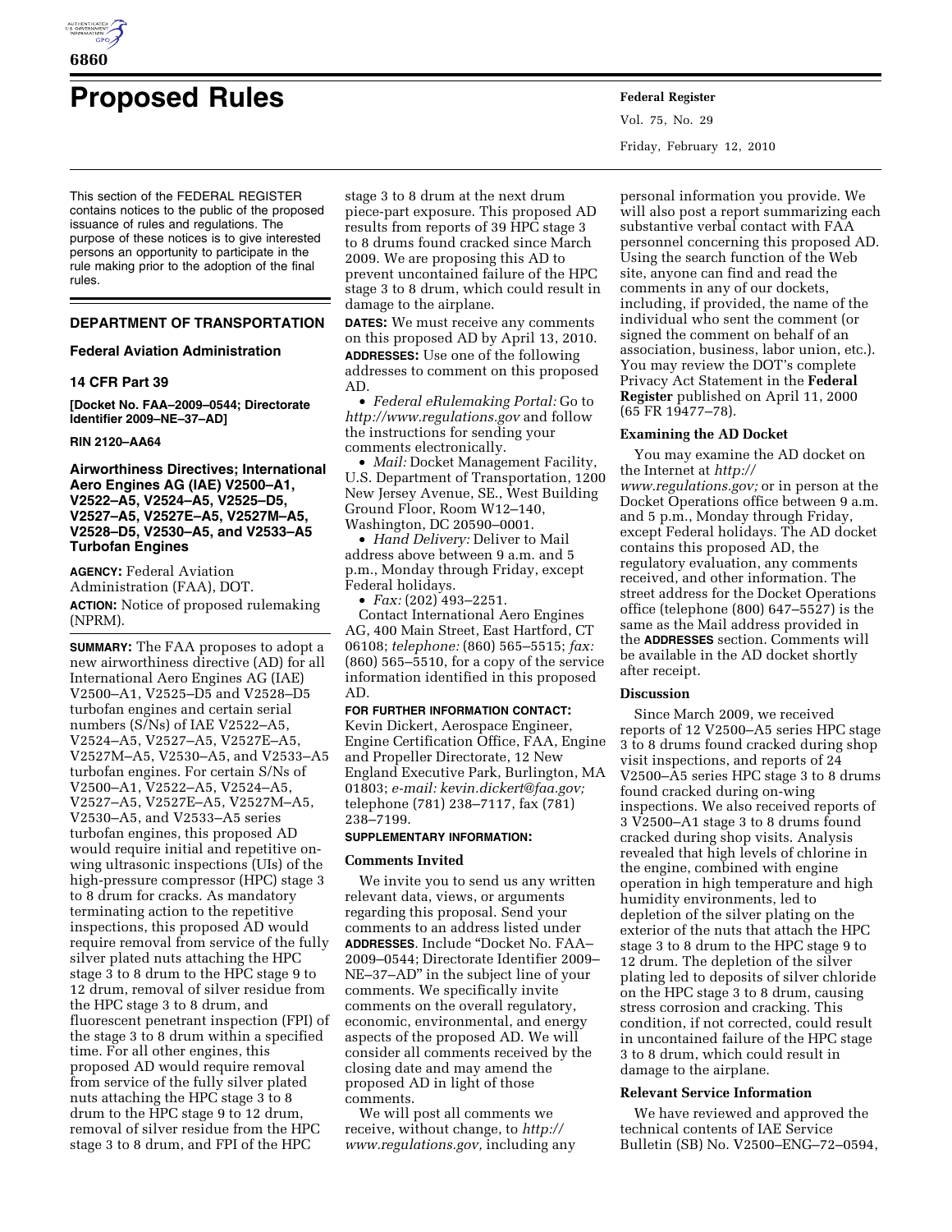# Proposed Rules

This section of the FEDERAL REGISTER contains notices to the public of the proposed issuance of rules and regulations. The purpose of these notices is to give interested persons an opportunity to participate in the rule making prior to the adoption of the final rules.

## DEPARTMENT OF TRANSPORTATION

### Federal Aviation Administration

### 14 CFR Part 39

**[Docket No. FAA–2009–0544; Directorate Identifier 2009–NE–37–AD]**

**RIN 2120–AA64**

### Airworthiness Directives; International Aero Engines AG (IAE) V2500–A1, V2522–A5, V2524–A5, V2525–D5, V2527–A5, V2527E–A5, V2527M–A5, V2528–D5, V2530–A5, and V2533–A5 Turbofan Engines

**AGENCY:** Federal Aviation Administration (FAA), DOT.

**ACTION:** Notice of proposed rulemaking (NPRM).

**SUMMARY:** The FAA proposes to adopt a new airworthiness directive (AD) for all International Aero Engines AG (IAE) V2500–A1, V2525–D5 and V2528–D5 turbofan engines and certain serial numbers (S/Ns) of IAE V2522–A5, V2524–A5, V2527–A5, V2527E–A5, V2527M–A5, V2530–A5, and V2533–A5 turbofan engines. For certain S/Ns of V2500–A1, V2522–A5, V2524–A5, V2527–A5, V2527E–A5, V2527M–A5, V2530–A5, and V2533–A5 series turbofan engines, this proposed AD would require initial and repetitive on-wing ultrasonic inspections (UIs) of the high-pressure compressor (HPC) stage 3 to 8 drum for cracks. As mandatory terminating action to the repetitive inspections, this proposed AD would require removal from service of the fully silver plated nuts attaching the HPC stage 3 to 8 drum to the HPC stage 9 to 12 drum, removal of silver residue from the HPC stage 3 to 8 drum, and fluorescent penetrant inspection (FPI) of the stage 3 to 8 drum within a specified time. For all other engines, this proposed AD would require removal from service of the fully silver plated nuts attaching the HPC stage 3 to 8 drum to the HPC stage 9 to 12 drum, removal of silver residue from the HPC stage 3 to 8 drum, and FPI of the HPC stage 3 to 8 drum at the next drum piece-part exposure. This proposed AD results from reports of 39 HPC stage 3 to 8 drums found cracked since March 2009. We are proposing this AD to prevent uncontained failure of the HPC stage 3 to 8 drum, which could result in damage to the airplane.

**DATES:** We must receive any comments on this proposed AD by April 13, 2010.

**ADDRESSES:** Use one of the following addresses to comment on this proposed AD.

- *Federal eRulemaking Portal:* Go to *http://www.regulations.gov* and follow the instructions for sending your comments electronically.
- *Mail:* Docket Management Facility, U.S. Department of Transportation, 1200 New Jersey Avenue, SE., West Building Ground Floor, Room W12–140, Washington, DC 20590–0001.
- *Hand Delivery:* Deliver to Mail address above between 9 a.m. and 5 p.m., Monday through Friday, except Federal holidays.
- *Fax:* (202) 493–2251.

Contact International Aero Engines AG, 400 Main Street, East Hartford, CT 06108; *telephone:* (860) 565–5515; *fax:* (860) 565–5510, for a copy of the service information identified in this proposed AD.

**FOR FURTHER INFORMATION CONTACT:** Kevin Dickert, Aerospace Engineer, Engine Certification Office, FAA, Engine and Propeller Directorate, 12 New England Executive Park, Burlington, MA 01803; *e-mail: kevin.dickert@faa.gov;* telephone (781) 238–7117, fax (781) 238–7199.

**SUPPLEMENTARY INFORMATION:**

#### Comments Invited

We invite you to send us any written relevant data, views, or arguments regarding this proposal. Send your comments to an address listed under **ADDRESSES**. Include "Docket No. FAA–2009–0544; Directorate Identifier 2009–NE–37–AD" in the subject line of your comments. We specifically invite comments on the overall regulatory, economic, environmental, and energy aspects of the proposed AD. We will consider all comments received by the closing date and may amend the proposed AD in light of those comments.

We will post all comments we receive, without change, to *http://www.regulations.gov,* including any personal information you provide. We will also post a report summarizing each substantive verbal contact with FAA personnel concerning this proposed AD. Using the search function of the Web site, anyone can find and read the comments in any of our dockets, including, if provided, the name of the individual who sent the comment (or signed the comment on behalf of an association, business, labor union, etc.). You may review the DOT's complete Privacy Act Statement in the **Federal Register** published on April 11, 2000 (65 FR 19477–78).

#### Examining the AD Docket

You may examine the AD docket on the Internet at *http://www.regulations.gov;* or in person at the Docket Operations office between 9 a.m. and 5 p.m., Monday through Friday, except Federal holidays. The AD docket contains this proposed AD, the regulatory evaluation, any comments received, and other information. The street address for the Docket Operations office (telephone (800) 647–5527) is the same as the Mail address provided in the **ADDRESSES** section. Comments will be available in the AD docket shortly after receipt.

#### Discussion

Since March 2009, we received reports of 12 V2500–A5 series HPC stage 3 to 8 drums found cracked during shop visit inspections, and reports of 24 V2500–A5 series HPC stage 3 to 8 drums found cracked during on-wing inspections. We also received reports of 3 V2500–A1 stage 3 to 8 drums found cracked during shop visits. Analysis revealed that high levels of chlorine in the engine, combined with engine operation in high temperature and high humidity environments, led to depletion of the silver plating on the exterior of the nuts that attach the HPC stage 3 to 8 drum to the HPC stage 9 to 12 drum. The depletion of the silver plating led to deposits of silver chloride on the HPC stage 3 to 8 drum, causing stress corrosion and cracking. This condition, if not corrected, could result in uncontained failure of the HPC stage 3 to 8 drum, which could result in damage to the airplane.

#### Relevant Service Information

We have reviewed and approved the technical contents of IAE Service Bulletin (SB) No. V2500–ENG–72–0594,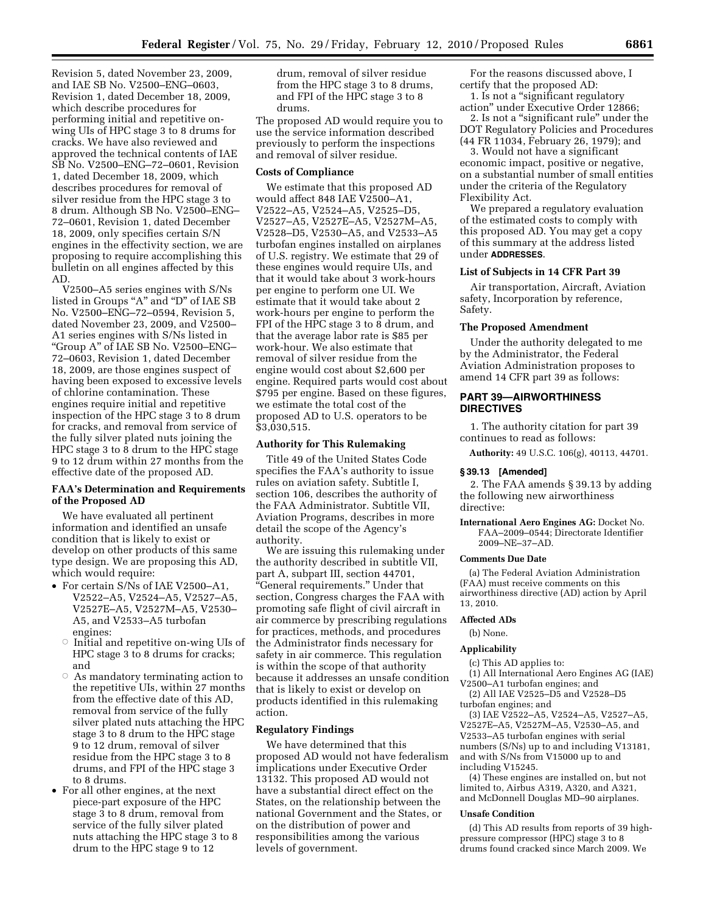Revision 5, dated November 23, 2009, and IAE SB No. V2500–ENG–0603, Revision 1, dated December 18, 2009, which describe procedures for performing initial and repetitive on-wing UIs of HPC stage 3 to 8 drums for cracks. We have also reviewed and approved the technical contents of IAE SB No. V2500–ENG–72–0601, Revision 1, dated December 18, 2009, which describes procedures for removal of silver residue from the HPC stage 3 to 8 drum. Although SB No. V2500–ENG–72–0601, Revision 1, dated December 18, 2009, only specifies certain S/N engines in the effectivity section, we are proposing to require accomplishing this bulletin on all engines affected by this AD.

V2500–A5 series engines with S/Ns listed in Groups "A" and "D" of IAE SB No. V2500–ENG–72–0594, Revision 5, dated November 23, 2009, and V2500–A1 series engines with S/Ns listed in "Group A" of IAE SB No. V2500–ENG–72–0603, Revision 1, dated December 18, 2009, are those engines suspect of having been exposed to excessive levels of chlorine contamination. These engines require initial and repetitive inspection of the HPC stage 3 to 8 drum for cracks, and removal from service of the fully silver plated nuts joining the HPC stage 3 to 8 drum to the HPC stage 9 to 12 drum within 27 months from the effective date of the proposed AD.

### FAA's Determination and Requirements of the Proposed AD

We have evaluated all pertinent information and identified an unsafe condition that is likely to exist or develop on other products of this same type design. We are proposing this AD, which would require:

- For certain S/Ns of IAE V2500–A1, V2522–A5, V2524–A5, V2527–A5, V2527E–A5, V2527M–A5, V2530–A5, and V2533–A5 turbofan engines:
  - Initial and repetitive on-wing UIs of HPC stage 3 to 8 drums for cracks; and
  - As mandatory terminating action to the repetitive UIs, within 27 months from the effective date of this AD, removal from service of the fully silver plated nuts attaching the HPC stage 3 to 8 drum to the HPC stage 9 to 12 drum, removal of silver residue from the HPC stage 3 to 8 drums, and FPI of the HPC stage 3 to 8 drums.
- For all other engines, at the next piece-part exposure of the HPC stage 3 to 8 drum, removal from service of the fully silver plated nuts attaching the HPC stage 3 to 8 drum to the HPC stage 9 to 12 drum, removal of silver residue from the HPC stage 3 to 8 drums, and FPI of the HPC stage 3 to 8 drums.

The proposed AD would require you to use the service information described previously to perform the inspections and removal of silver residue.

### Costs of Compliance

We estimate that this proposed AD would affect 848 IAE V2500–A1, V2522–A5, V2524–A5, V2525–D5, V2527–A5, V2527E–A5, V2527M–A5, V2528–D5, V2530–A5, and V2533–A5 turbofan engines installed on airplanes of U.S. registry. We estimate that 29 of these engines would require UIs, and that it would take about 3 work-hours per engine to perform one UI. We estimate that it would take about 2 work-hours per engine to perform the FPI of the HPC stage 3 to 8 drum, and that the average labor rate is $85 per work-hour. We also estimate that removal of silver residue from the engine would cost about $2,600 per engine. Required parts would cost about $795 per engine. Based on these figures, we estimate the total cost of the proposed AD to U.S. operators to be $3,030,515.

### Authority for This Rulemaking

Title 49 of the United States Code specifies the FAA's authority to issue rules on aviation safety. Subtitle I, section 106, describes the authority of the FAA Administrator. Subtitle VII, Aviation Programs, describes in more detail the scope of the Agency's authority.

We are issuing this rulemaking under the authority described in subtitle VII, part A, subpart III, section 44701, "General requirements." Under that section, Congress charges the FAA with promoting safe flight of civil aircraft in air commerce by prescribing regulations for practices, methods, and procedures the Administrator finds necessary for safety in air commerce. This regulation is within the scope of that authority because it addresses an unsafe condition that is likely to exist or develop on products identified in this rulemaking action.

### Regulatory Findings

We have determined that this proposed AD would not have federalism implications under Executive Order 13132. This proposed AD would not have a substantial direct effect on the States, on the relationship between the national Government and the States, or on the distribution of power and responsibilities among the various levels of government.

For the reasons discussed above, I certify that the proposed AD:

1. Is not a "significant regulatory action" under Executive Order 12866;
2. Is not a "significant rule" under the DOT Regulatory Policies and Procedures (44 FR 11034, February 26, 1979); and
3. Would not have a significant economic impact, positive or negative, on a substantial number of small entities under the criteria of the Regulatory Flexibility Act.

We prepared a regulatory evaluation of the estimated costs to comply with this proposed AD. You may get a copy of this summary at the address listed under **ADDRESSES**.

### List of Subjects in 14 CFR Part 39

Air transportation, Aircraft, Aviation safety, Incorporation by reference, Safety.

### The Proposed Amendment

Under the authority delegated to me by the Administrator, the Federal Aviation Administration proposes to amend 14 CFR part 39 as follows:

## PART 39—AIRWORTHINESS DIRECTIVES

1. The authority citation for part 39 continues to read as follows:

**Authority:** 49 U.S.C. 106(g), 40113, 44701.

### § 39.13 [Amended]

2. The FAA amends § 39.13 by adding the following new airworthiness directive:

**International Aero Engines AG:** Docket No. FAA–2009–0544; Directorate Identifier 2009–NE–37–AD.

#### Comments Due Date

(a) The Federal Aviation Administration (FAA) must receive comments on this airworthiness directive (AD) action by April 13, 2010.

#### Affected ADs

(b) None.

#### Applicability

(c) This AD applies to:

(1) All International Aero Engines AG (IAE) V2500–A1 turbofan engines; and

(2) All IAE V2525–D5 and V2528–D5 turbofan engines; and

(3) IAE V2522–A5, V2524–A5, V2527–A5, V2527E–A5, V2527M–A5, V2530–A5, and V2533–A5 turbofan engines with serial numbers (S/Ns) up to and including V13181, and with S/Ns from V15000 up to and including V15245.

(4) These engines are installed on, but not limited to, Airbus A319, A320, and A321, and McDonnell Douglas MD–90 airplanes.

#### Unsafe Condition

(d) This AD results from reports of 39 high-pressure compressor (HPC) stage 3 to 8 drums found cracked since March 2009. We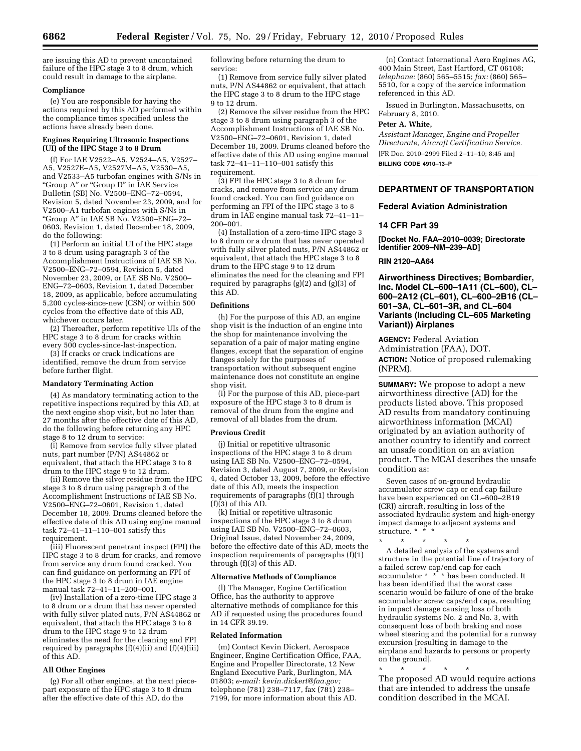are issuing this AD to prevent uncontained failure of the HPC stage 3 to 8 drum, which could result in damage to the airplane.

**Compliance**

(e) You are responsible for having the actions required by this AD performed within the compliance times specified unless the actions have already been done.

**Engines Requiring Ultrasonic Inspections (UI) of the HPC Stage 3 to 8 Drum**

(f) For IAE V2522–A5, V2524–A5, V2527–A5, V2527E–A5, V2527M–A5, V2530–A5, and V2533–A5 turbofan engines with S/Ns in "Group A" or "Group D" in IAE Service Bulletin (SB) No. V2500–ENG–72–0594, Revision 5, dated November 23, 2009, and for V2500–A1 turbofan engines with S/Ns in "Group A" in IAE SB No. V2500–ENG–72–0603, Revision 1, dated December 18, 2009, do the following:

(1) Perform an initial UI of the HPC stage 3 to 8 drum using paragraph 3 of the Accomplishment Instructions of IAE SB No. V2500–ENG–72–0594, Revision 5, dated November 23, 2009, or IAE SB No. V2500–ENG–72–0603, Revision 1, dated December 18, 2009, as applicable, before accumulating 5,200 cycles-since-new (CSN) or within 500 cycles from the effective date of this AD, whichever occurs later.

(2) Thereafter, perform repetitive UIs of the HPC stage 3 to 8 drum for cracks within every 500 cycles-since-last-inspection.

(3) If cracks or crack indications are identified, remove the drum from service before further flight.

**Mandatory Terminating Action**

(4) As mandatory terminating action to the repetitive inspections required by this AD, at the next engine shop visit, but no later than 27 months after the effective date of this AD, do the following before returning any HPC stage 8 to 12 drum to service:

(i) Remove from service fully silver plated nuts, part number (P/N) AS44862 or equivalent, that attach the HPC stage 3 to 8 drum to the HPC stage 9 to 12 drum.

(ii) Remove the silver residue from the HPC stage 3 to 8 drum using paragraph 3 of the Accomplishment Instructions of IAE SB No. V2500–ENG–72–0601, Revision 1, dated December 18, 2009. Drums cleaned before the effective date of this AD using engine manual task 72–41–11–110–001 satisfy this requirement.

(iii) Fluorescent penetrant inspect (FPI) the HPC stage 3 to 8 drum for cracks, and remove from service any drum found cracked. You can find guidance on performing an FPI of the HPC stage 3 to 8 drum in IAE engine manual task 72–41–11–200–001.

(iv) Installation of a zero-time HPC stage 3 to 8 drum or a drum that has never operated with fully silver plated nuts, P/N AS44862 or equivalent, that attach the HPC stage 3 to 8 drum to the HPC stage 9 to 12 drum eliminates the need for the cleaning and FPI required by paragraphs (f)(4)(ii) and (f)(4)(iii) of this AD.

**All Other Engines**

(g) For all other engines, at the next piece-part exposure of the HPC stage 3 to 8 drum after the effective date of this AD, do the following before returning the drum to service:

(1) Remove from service fully silver plated nuts, P/N AS44862 or equivalent, that attach the HPC stage 3 to 8 drum to the HPC stage 9 to 12 drum.

(2) Remove the silver residue from the HPC stage 3 to 8 drum using paragraph 3 of the Accomplishment Instructions of IAE SB No. V2500–ENG–72–0601, Revision 1, dated December 18, 2009. Drums cleaned before the effective date of this AD using engine manual task 72–41–11–110–001 satisfy this requirement.

(3) FPI the HPC stage 3 to 8 drum for cracks, and remove from service any drum found cracked. You can find guidance on performing an FPI of the HPC stage 3 to 8 drum in IAE engine manual task 72–41–11–200–001.

(4) Installation of a zero-time HPC stage 3 to 8 drum or a drum that has never operated with fully silver plated nuts, P/N AS44862 or equivalent, that attach the HPC stage 3 to 8 drum to the HPC stage 9 to 12 drum eliminates the need for the cleaning and FPI required by paragraphs (g)(2) and (g)(3) of this AD.

**Definitions**

(h) For the purpose of this AD, an engine shop visit is the induction of an engine into the shop for maintenance involving the separation of a pair of major mating engine flanges, except that the separation of engine flanges solely for the purposes of transportation without subsequent engine maintenance does not constitute an engine shop visit.

(i) For the purpose of this AD, piece-part exposure of the HPC stage 3 to 8 drum is removal of the drum from the engine and removal of all blades from the drum.

**Previous Credit**

(j) Initial or repetitive ultrasonic inspections of the HPC stage 3 to 8 drum using IAE SB No. V2500–ENG–72–0594, Revision 3, dated August 7, 2009, or Revision 4, dated October 13, 2009, before the effective date of this AD, meets the inspection requirements of paragraphs (f)(1) through (f)(3) of this AD.

(k) Initial or repetitive ultrasonic inspections of the HPC stage 3 to 8 drum using IAE SB No. V2500–ENG–72–0603, Original Issue, dated November 24, 2009, before the effective date of this AD, meets the inspection requirements of paragraphs (f)(1) through (f)(3) of this AD.

**Alternative Methods of Compliance**

(l) The Manager, Engine Certification Office, has the authority to approve alternative methods of compliance for this AD if requested using the procedures found in 14 CFR 39.19.

**Related Information**

(m) Contact Kevin Dickert, Aerospace Engineer, Engine Certification Office, FAA, Engine and Propeller Directorate, 12 New England Executive Park, Burlington, MA 01803; *e-mail: kevin.dickert@faa.gov;* telephone (781) 238–7117, fax (781) 238–7199, for more information about this AD.

(n) Contact International Aero Engines AG, 400 Main Street, East Hartford, CT 06108; *telephone:* (860) 565–5515; *fax:* (860) 565–5510, for a copy of the service information referenced in this AD.

Issued in Burlington, Massachusetts, on February 8, 2010.

**Peter A. White,**

*Assistant Manager, Engine and Propeller Directorate, Aircraft Certification Service.*

[FR Doc. 2010–2999 Filed 2–11–10; 8:45 am]

**BILLING CODE 4910–13–P**

---

**DEPARTMENT OF TRANSPORTATION**

**Federal Aviation Administration**

**14 CFR Part 39**

**[Docket No. FAA–2010–0039; Directorate Identifier 2009–NM–239–AD]**

**RIN 2120–AA64**

## Airworthiness Directives; Bombardier, Inc. Model CL–600–1A11 (CL–600), CL–600–2A12 (CL–601), CL–600–2B16 (CL–601–3A, CL–601–3R, and CL–604 Variants (Including CL–605 Marketing Variant)) Airplanes

**AGENCY:** Federal Aviation Administration (FAA), DOT.

**ACTION:** Notice of proposed rulemaking (NPRM).

**SUMMARY:** We propose to adopt a new airworthiness directive (AD) for the products listed above. This proposed AD results from mandatory continuing airworthiness information (MCAI) originated by an aviation authority of another country to identify and correct an unsafe condition on an aviation product. The MCAI describes the unsafe condition as:

> Seven cases of on-ground hydraulic accumulator screw cap or end cap failure have been experienced on CL–600–2B19 (CRJ) aircraft, resulting in loss of the associated hydraulic system and high-energy impact damage to adjacent systems and structure. * * *
>
> \* \* \* \* \*
>
> A detailed analysis of the systems and structure in the potential line of trajectory of a failed screw cap/end cap for each accumulator * * * has been conducted. It has been identified that the worst case scenario would be failure of one of the brake accumulator screw caps/end caps, resulting in impact damage causing loss of both hydraulic systems No. 2 and No. 3, with consequent loss of both braking and nose wheel steering and the potential for a runway excursion [resulting in damage to the airplane and hazards to persons or property on the ground].
>
> \* \* \* \* \*

The proposed AD would require actions that are intended to address the unsafe condition described in the MCAI.